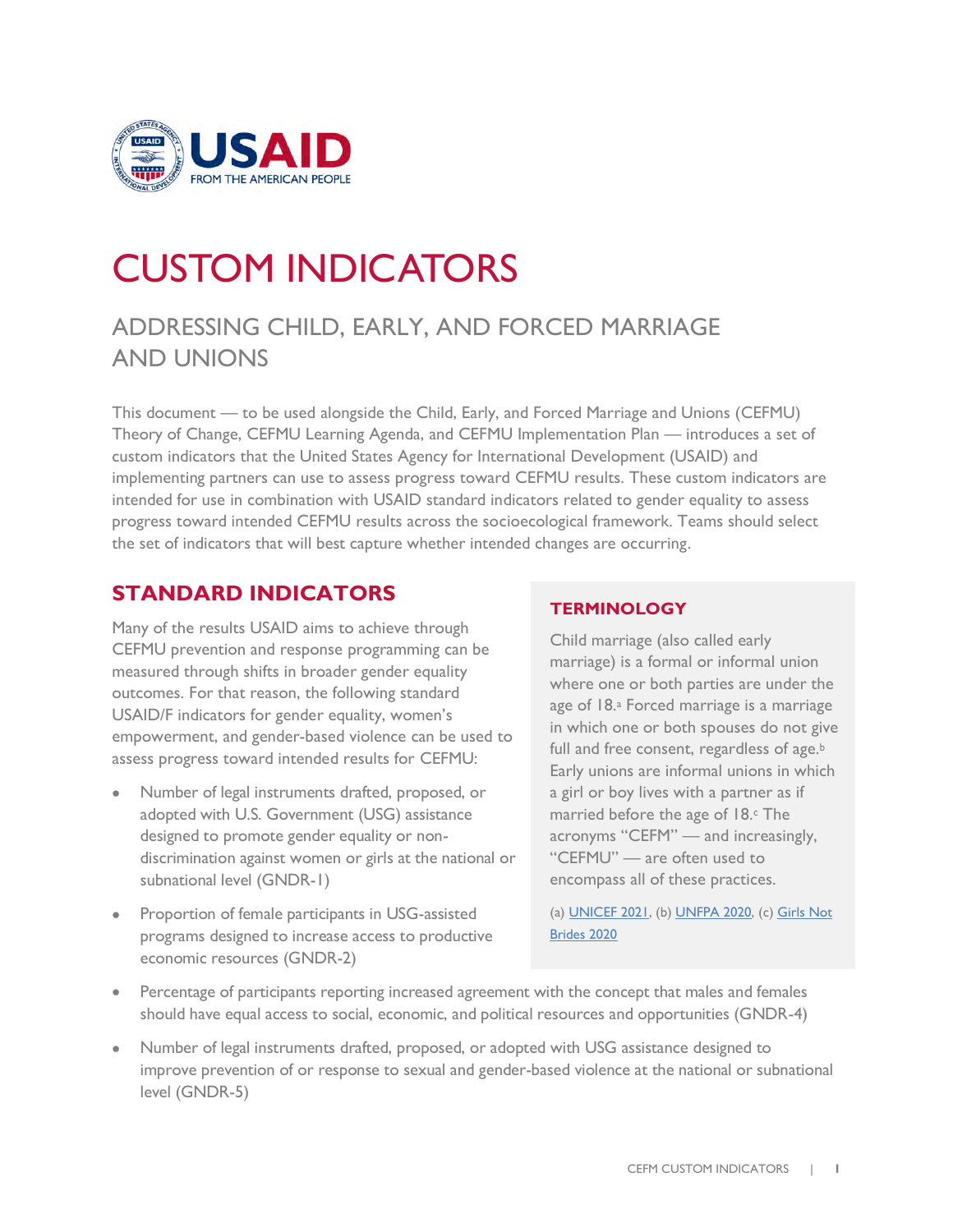# CUSTOM INDICATORS

## ADDRESSING CHILD, EARLY, AND FORCED MARRIAGE AND UNIONS

This document — to be used alongside the Child, Early, and Forced Marriage and Unions (CEFMU) Theory of Change, CEFMU Learning Agenda, and CEFMU Implementation Plan — introduces a set of custom indicators that the United States Agency for International Development (USAID) and implementing partners can use to assess progress toward CEFMU results. These custom indicators are intended for use in combination with USAID standard indicators related to gender equality to assess progress toward intended CEFMU results across the socioecological framework. Teams should select the set of indicators that will best capture whether intended changes are occurring.

## STANDARD INDICATORS

Many of the results USAID aims to achieve through CEFMU prevention and response programming can be measured through shifts in broader gender equality outcomes. For that reason, the following standard USAID/F indicators for gender equality, women's empowerment, and gender-based violence can be used to assess progress toward intended results for CEFMU:

- Number of legal instruments drafted, proposed, or adopted with U.S. Government (USG) assistance designed to promote gender equality or non-discrimination against women or girls at the national or subnational level (GNDR-1)
- Proportion of female participants in USG-assisted programs designed to increase access to productive economic resources (GNDR-2)
- Percentage of participants reporting increased agreement with the concept that males and females should have equal access to social, economic, and political resources and opportunities (GNDR-4)
- Number of legal instruments drafted, proposed, or adopted with USG assistance designed to improve prevention of or response to sexual and gender-based violence at the national or subnational level (GNDR-5)

### TERMINOLOGY

Child marriage (also called early marriage) is a formal or informal union where one or both parties are under the age of 18.[a] Forced marriage is a marriage in which one or both spouses do not give full and free consent, regardless of age.[b] Early unions are informal unions in which a girl or boy lives with a partner as if married before the age of 18.[c] The acronyms "CEFM" — and increasingly, "CEFMU" — are often used to encompass all of these practices.

(a) UNICEF 2021, (b) UNFPA 2020, (c) Girls Not Brides 2020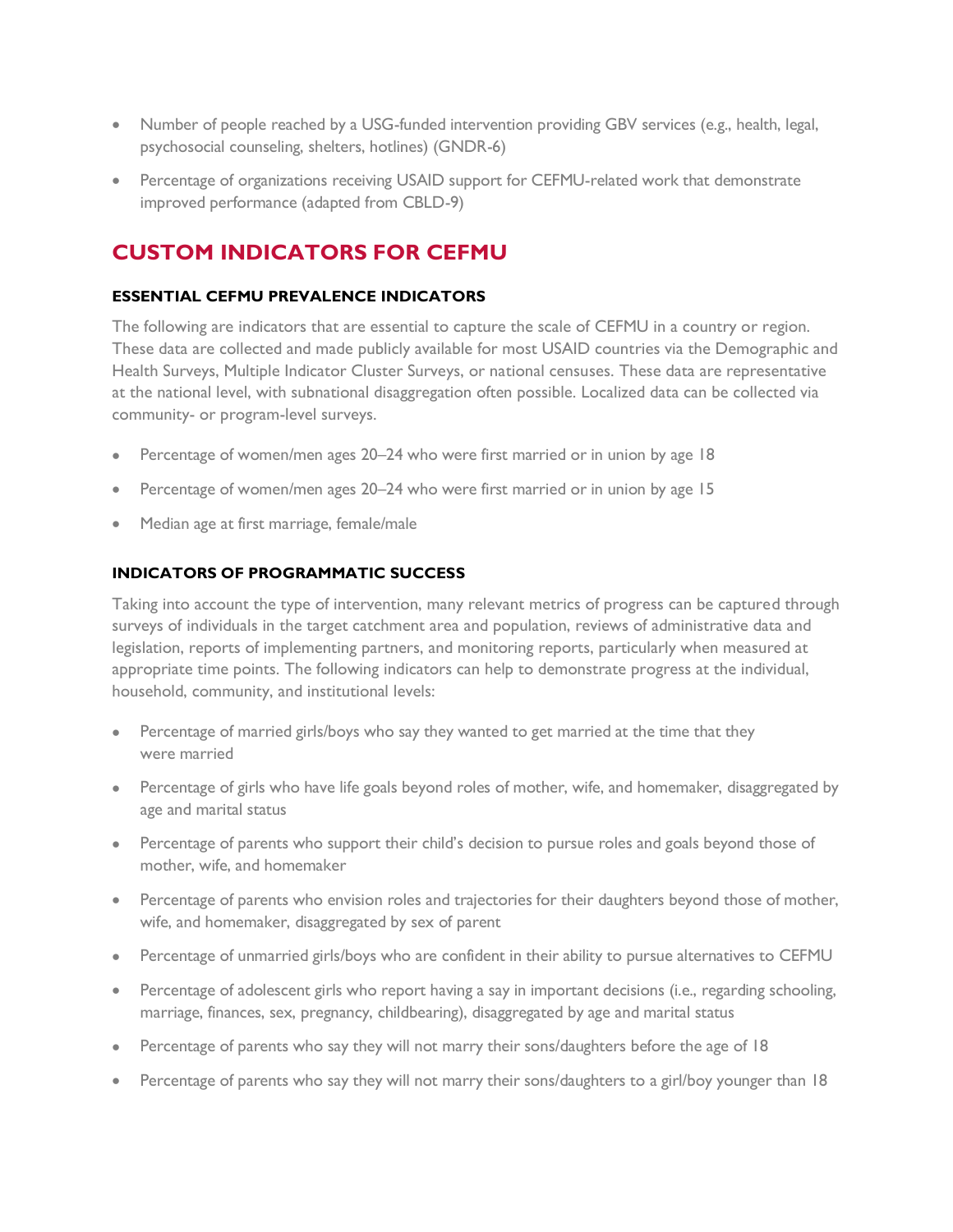- Number of people reached by a USG-funded intervention providing GBV services (e.g., health, legal, psychosocial counseling, shelters, hotlines) (GNDR-6)
- Percentage of organizations receiving USAID support for CEFMU-related work that demonstrate improved performance (adapted from CBLD-9)

## CUSTOM INDICATORS FOR CEFMU

### ESSENTIAL CEFMU PREVALENCE INDICATORS

The following are indicators that are essential to capture the scale of CEFMU in a country or region. These data are collected and made publicly available for most USAID countries via the Demographic and Health Surveys, Multiple Indicator Cluster Surveys, or national censuses. These data are representative at the national level, with subnational disaggregation often possible. Localized data can be collected via community- or program-level surveys.

- Percentage of women/men ages 20–24 who were first married or in union by age 18
- Percentage of women/men ages 20–24 who were first married or in union by age 15
- Median age at first marriage, female/male

### INDICATORS OF PROGRAMMATIC SUCCESS

Taking into account the type of intervention, many relevant metrics of progress can be captured through surveys of individuals in the target catchment area and population, reviews of administrative data and legislation, reports of implementing partners, and monitoring reports, particularly when measured at appropriate time points. The following indicators can help to demonstrate progress at the individual, household, community, and institutional levels:

- Percentage of married girls/boys who say they wanted to get married at the time that they were married
- Percentage of girls who have life goals beyond roles of mother, wife, and homemaker, disaggregated by age and marital status
- Percentage of parents who support their child's decision to pursue roles and goals beyond those of mother, wife, and homemaker
- Percentage of parents who envision roles and trajectories for their daughters beyond those of mother, wife, and homemaker, disaggregated by sex of parent
- Percentage of unmarried girls/boys who are confident in their ability to pursue alternatives to CEFMU
- Percentage of adolescent girls who report having a say in important decisions (i.e., regarding schooling, marriage, finances, sex, pregnancy, childbearing), disaggregated by age and marital status
- Percentage of parents who say they will not marry their sons/daughters before the age of 18
- Percentage of parents who say they will not marry their sons/daughters to a girl/boy younger than 18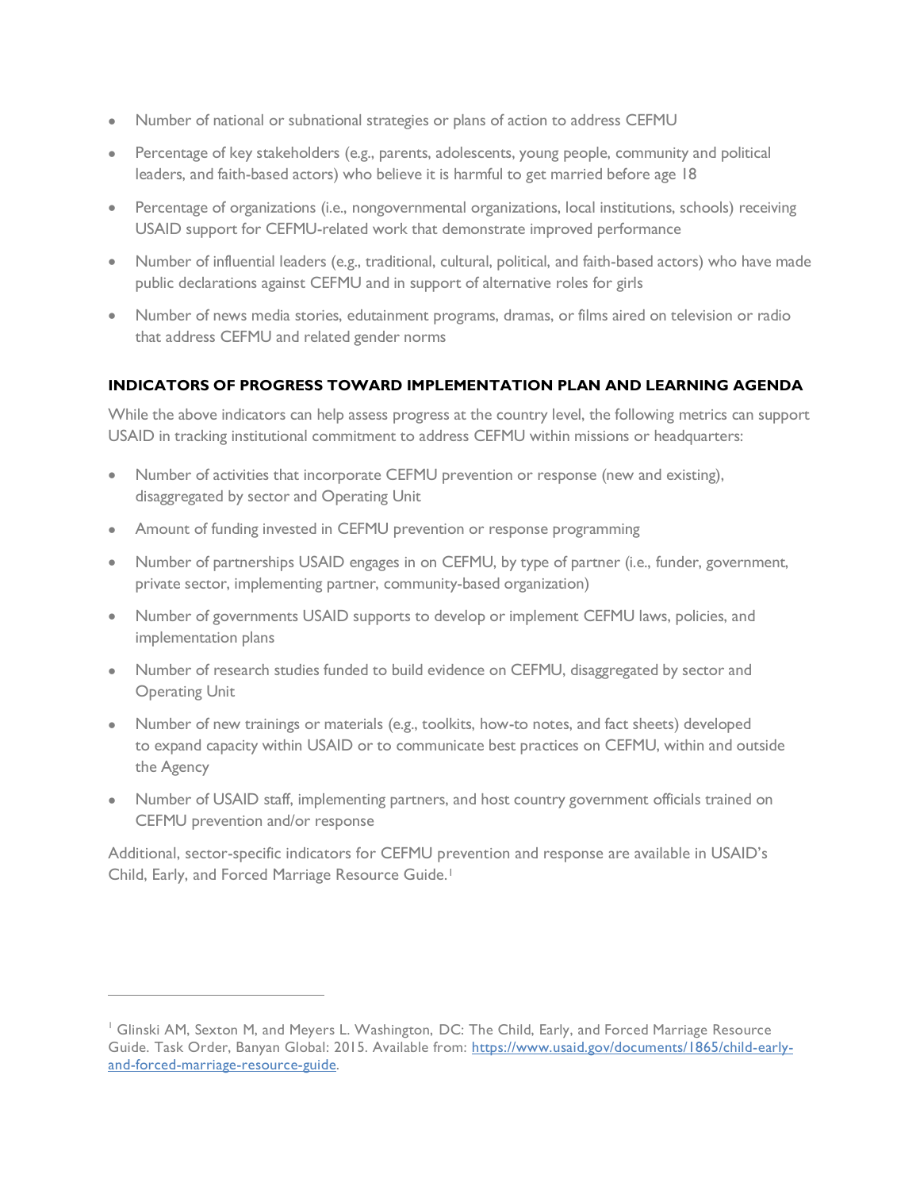- Number of national or subnational strategies or plans of action to address CEFMU
- Percentage of key stakeholders (e.g., parents, adolescents, young people, community and political leaders, and faith-based actors) who believe it is harmful to get married before age 18
- Percentage of organizations (i.e., nongovernmental organizations, local institutions, schools) receiving USAID support for CEFMU-related work that demonstrate improved performance
- Number of influential leaders (e.g., traditional, cultural, political, and faith-based actors) who have made public declarations against CEFMU and in support of alternative roles for girls
- Number of news media stories, edutainment programs, dramas, or films aired on television or radio that address CEFMU and related gender norms

**INDICATORS OF PROGRESS TOWARD IMPLEMENTATION PLAN AND LEARNING AGENDA**

While the above indicators can help assess progress at the country level, the following metrics can support USAID in tracking institutional commitment to address CEFMU within missions or headquarters:

- Number of activities that incorporate CEFMU prevention or response (new and existing), disaggregated by sector and Operating Unit
- Amount of funding invested in CEFMU prevention or response programming
- Number of partnerships USAID engages in on CEFMU, by type of partner (i.e., funder, government, private sector, implementing partner, community-based organization)
- Number of governments USAID supports to develop or implement CEFMU laws, policies, and implementation plans
- Number of research studies funded to build evidence on CEFMU, disaggregated by sector and Operating Unit
- Number of new trainings or materials (e.g., toolkits, how-to notes, and fact sheets) developed to expand capacity within USAID or to communicate best practices on CEFMU, within and outside the Agency
- Number of USAID staff, implementing partners, and host country government officials trained on CEFMU prevention and/or response

Additional, sector-specific indicators for CEFMU prevention and response are available in USAID's Child, Early, and Forced Marriage Resource Guide.[1]

---

[1] Glinski AM, Sexton M, and Meyers L. Washington, DC: The Child, Early, and Forced Marriage Resource Guide. Task Order, Banyan Global: 2015. Available from: https://www.usaid.gov/documents/1865/child-early-and-forced-marriage-resource-guide.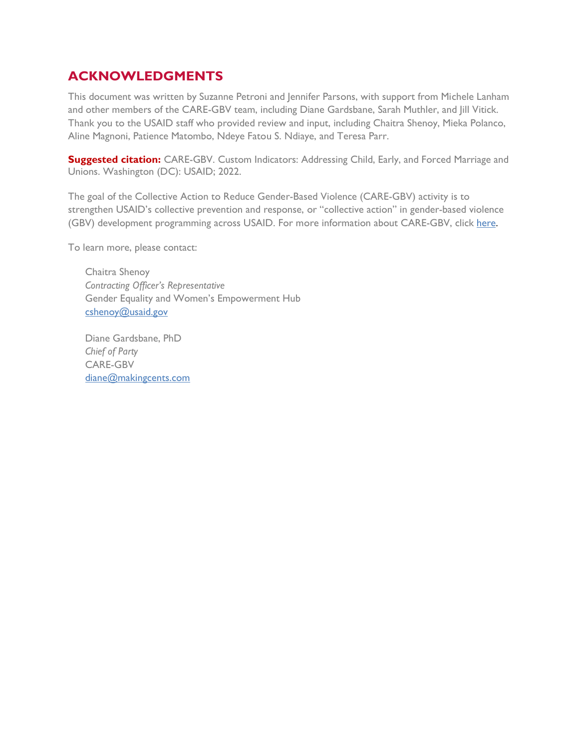## ACKNOWLEDGMENTS

This document was written by Suzanne Petroni and Jennifer Parsons, with support from Michele Lanham and other members of the CARE-GBV team, including Diane Gardsbane, Sarah Muthler, and Jill Vitick. Thank you to the USAID staff who provided review and input, including Chaitra Shenoy, Mieka Polanco, Aline Magnoni, Patience Matombo, Ndeye Fatou S. Ndiaye, and Teresa Parr.

**Suggested citation:** CARE-GBV. Custom Indicators: Addressing Child, Early, and Forced Marriage and Unions. Washington (DC): USAID; 2022.

The goal of the Collective Action to Reduce Gender-Based Violence (CARE-GBV) activity is to strengthen USAID's collective prevention and response, or "collective action" in gender-based violence (GBV) development programming across USAID. For more information about CARE-GBV, click here.

To learn more, please contact:

Chaitra Shenoy
*Contracting Officer's Representative*
Gender Equality and Women's Empowerment Hub
cshenoy@usaid.gov

Diane Gardsbane, PhD
*Chief of Party*
CARE-GBV
diane@makingcents.com